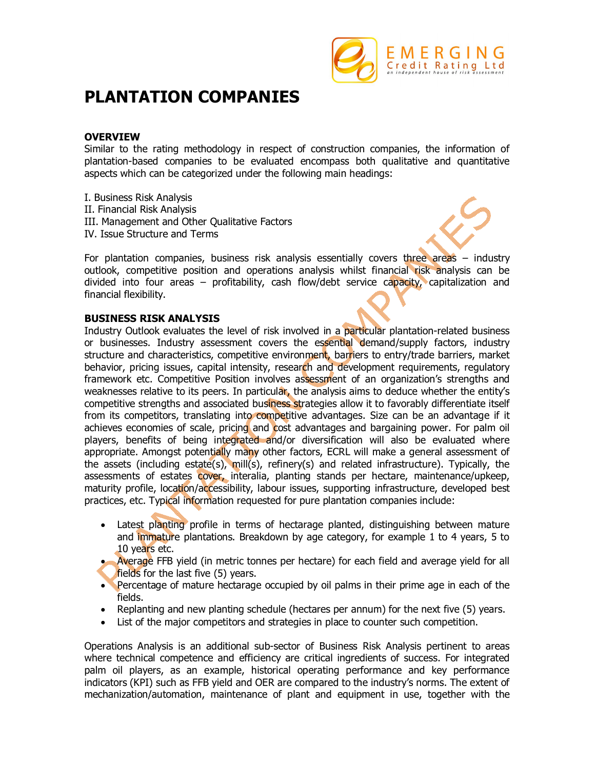# PLANTATION COMPANIES

## OVERVIEW

Similar to the rating methodology in respect of construction companies, the information of plantation-based companies to be evaluated encompass both qualitative and quantitative aspects which can be categorized under the following main headings:

I. Business Risk Analysis
II. Financial Risk Analysis
III. Management and Other Qualitative Factors
IV. Issue Structure and Terms

For plantation companies, business risk analysis essentially covers three areas – industry outlook, competitive position and operations analysis whilst financial risk analysis can be divided into four areas – profitability, cash flow/debt service capacity, capitalization and financial flexibility.

## BUSINESS RISK ANALYSIS

Industry Outlook evaluates the level of risk involved in a particular plantation-related business or businesses. Industry assessment covers the essential demand/supply factors, industry structure and characteristics, competitive environment, barriers to entry/trade barriers, market behavior, pricing issues, capital intensity, research and development requirements, regulatory framework etc. Competitive Position involves assessment of an organization's strengths and weaknesses relative to its peers. In particular, the analysis aims to deduce whether the entity's competitive strengths and associated business strategies allow it to favorably differentiate itself from its competitors, translating into competitive advantages. Size can be an advantage if it achieves economies of scale, pricing and cost advantages and bargaining power. For palm oil players, benefits of being integrated and/or diversification will also be evaluated where appropriate. Amongst potentially many other factors, ECRL will make a general assessment of the assets (including estate(s), mill(s), refinery(s) and related infrastructure). Typically, the assessments of estates cover, interalia, planting stands per hectare, maintenance/upkeep, maturity profile, location/accessibility, labour issues, supporting infrastructure, developed best practices, etc. Typical information requested for pure plantation companies include:

- Latest planting profile in terms of hectarage planted, distinguishing between mature and immature plantations. Breakdown by age category, for example 1 to 4 years, 5 to 10 years etc.
- Average FFB yield (in metric tonnes per hectare) for each field and average yield for all fields for the last five (5) years.
- Percentage of mature hectarage occupied by oil palms in their prime age in each of the fields.
- Replanting and new planting schedule (hectares per annum) for the next five (5) years.
- List of the major competitors and strategies in place to counter such competition.

Operations Analysis is an additional sub-sector of Business Risk Analysis pertinent to areas where technical competence and efficiency are critical ingredients of success. For integrated palm oil players, as an example, historical operating performance and key performance indicators (KPI) such as FFB yield and OER are compared to the industry's norms. The extent of mechanization/automation, maintenance of plant and equipment in use, together with the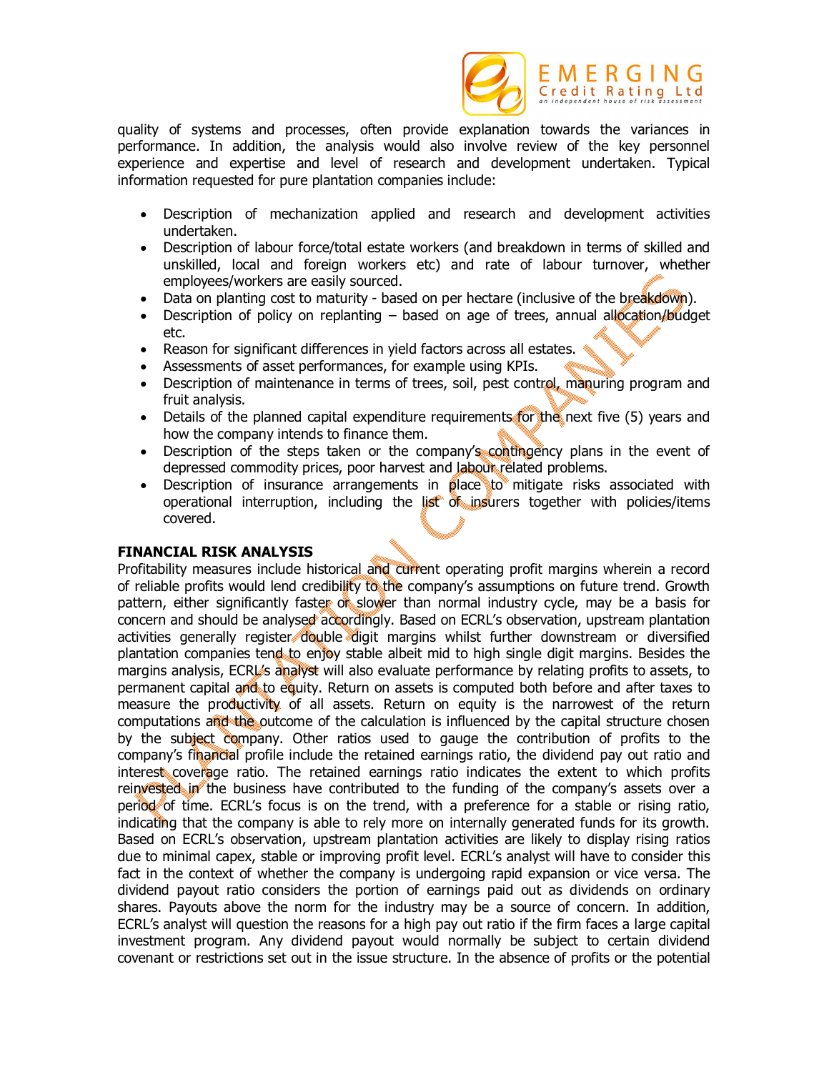quality of systems and processes, often provide explanation towards the variances in performance. In addition, the analysis would also involve review of the key personnel experience and expertise and level of research and development undertaken. Typical information requested for pure plantation companies include:

- Description of mechanization applied and research and development activities undertaken.
- Description of labour force/total estate workers (and breakdown in terms of skilled and unskilled, local and foreign workers etc) and rate of labour turnover, whether employees/workers are easily sourced.
- Data on planting cost to maturity - based on per hectare (inclusive of the breakdown).
- Description of policy on replanting – based on age of trees, annual allocation/budget etc.
- Reason for significant differences in yield factors across all estates.
- Assessments of asset performances, for example using KPIs.
- Description of maintenance in terms of trees, soil, pest control, manuring program and fruit analysis.
- Details of the planned capital expenditure requirements for the next five (5) years and how the company intends to finance them.
- Description of the steps taken or the company's contingency plans in the event of depressed commodity prices, poor harvest and labour related problems.
- Description of insurance arrangements in place to mitigate risks associated with operational interruption, including the list of insurers together with policies/items covered.

**FINANCIAL RISK ANALYSIS**

Profitability measures include historical and current operating profit margins wherein a record of reliable profits would lend credibility to the company's assumptions on future trend. Growth pattern, either significantly faster or slower than normal industry cycle, may be a basis for concern and should be analysed accordingly. Based on ECRL's observation, upstream plantation activities generally register double digit margins whilst further downstream or diversified plantation companies tend to enjoy stable albeit mid to high single digit margins. Besides the margins analysis, ECRL's analyst will also evaluate performance by relating profits to assets, to permanent capital and to equity. Return on assets is computed both before and after taxes to measure the productivity of all assets. Return on equity is the narrowest of the return computations and the outcome of the calculation is influenced by the capital structure chosen by the subject company. Other ratios used to gauge the contribution of profits to the company's financial profile include the retained earnings ratio, the dividend pay out ratio and interest coverage ratio. The retained earnings ratio indicates the extent to which profits reinvested in the business have contributed to the funding of the company's assets over a period of time. ECRL's focus is on the trend, with a preference for a stable or rising ratio, indicating that the company is able to rely more on internally generated funds for its growth. Based on ECRL's observation, upstream plantation activities are likely to display rising ratios due to minimal capex, stable or improving profit level. ECRL's analyst will have to consider this fact in the context of whether the company is undergoing rapid expansion or vice versa. The dividend payout ratio considers the portion of earnings paid out as dividends on ordinary shares. Payouts above the norm for the industry may be a source of concern. In addition, ECRL's analyst will question the reasons for a high pay out ratio if the firm faces a large capital investment program. Any dividend payout would normally be subject to certain dividend covenant or restrictions set out in the issue structure. In the absence of profits or the potential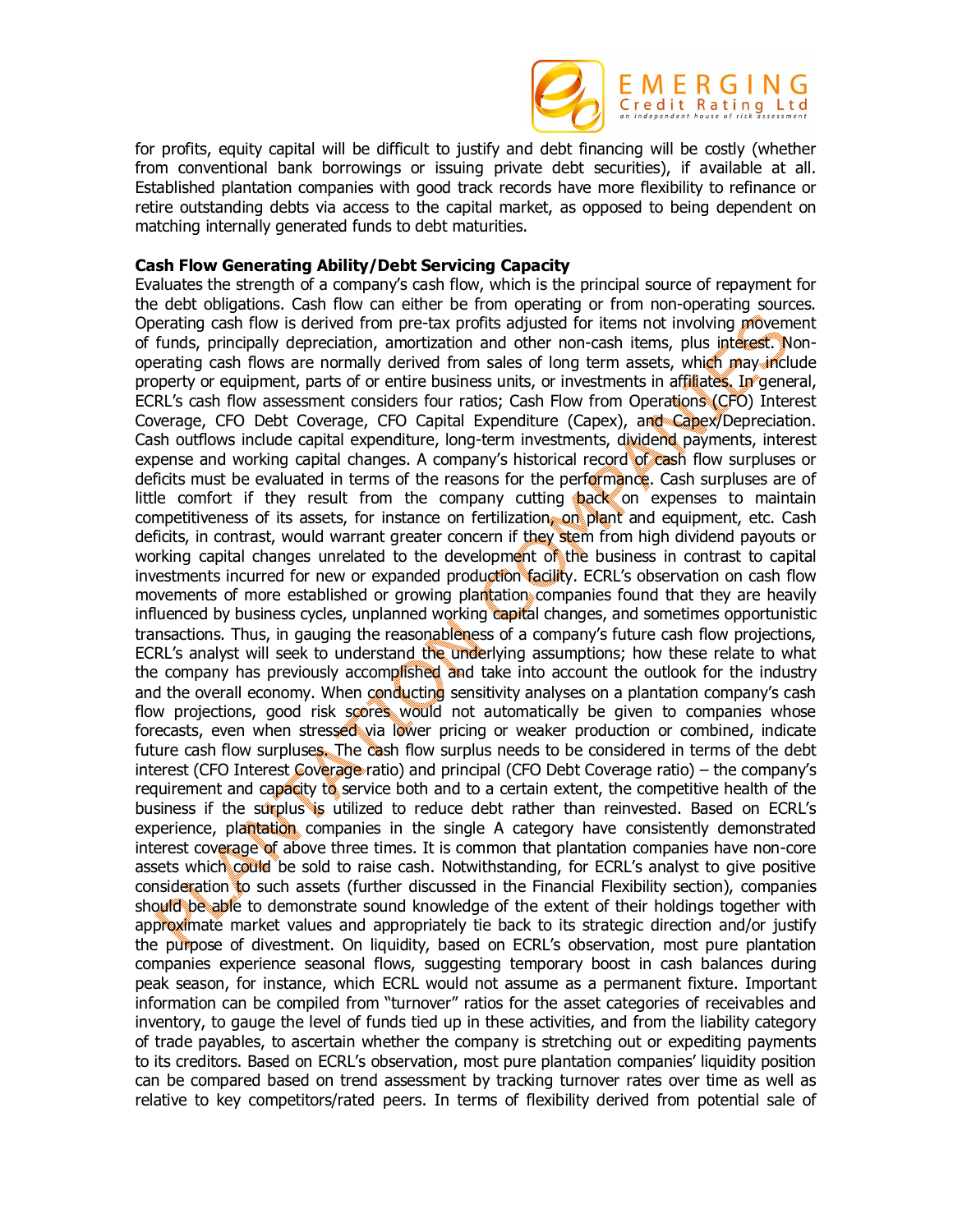for profits, equity capital will be difficult to justify and debt financing will be costly (whether from conventional bank borrowings or issuing private debt securities), if available at all. Established plantation companies with good track records have more flexibility to refinance or retire outstanding debts via access to the capital market, as opposed to being dependent on matching internally generated funds to debt maturities.

**Cash Flow Generating Ability/Debt Servicing Capacity**

Evaluates the strength of a company's cash flow, which is the principal source of repayment for the debt obligations. Cash flow can either be from operating or from non-operating sources. Operating cash flow is derived from pre-tax profits adjusted for items not involving movement of funds, principally depreciation, amortization and other non-cash items, plus interest. Non-operating cash flows are normally derived from sales of long term assets, which may include property or equipment, parts of or entire business units, or investments in affiliates. In general, ECRL's cash flow assessment considers four ratios; Cash Flow from Operations (CFO) Interest Coverage, CFO Debt Coverage, CFO Capital Expenditure (Capex), and Capex/Depreciation. Cash outflows include capital expenditure, long-term investments, dividend payments, interest expense and working capital changes. A company's historical record of cash flow surpluses or deficits must be evaluated in terms of the reasons for the performance. Cash surpluses are of little comfort if they result from the company cutting back on expenses to maintain competitiveness of its assets, for instance on fertilization, on plant and equipment, etc. Cash deficits, in contrast, would warrant greater concern if they stem from high dividend payouts or working capital changes unrelated to the development of the business in contrast to capital investments incurred for new or expanded production facility. ECRL's observation on cash flow movements of more established or growing plantation companies found that they are heavily influenced by business cycles, unplanned working capital changes, and sometimes opportunistic transactions. Thus, in gauging the reasonableness of a company's future cash flow projections, ECRL's analyst will seek to understand the underlying assumptions; how these relate to what the company has previously accomplished and take into account the outlook for the industry and the overall economy. When conducting sensitivity analyses on a plantation company's cash flow projections, good risk scores would not automatically be given to companies whose forecasts, even when stressed via lower pricing or weaker production or combined, indicate future cash flow surpluses. The cash flow surplus needs to be considered in terms of the debt interest (CFO Interest Coverage ratio) and principal (CFO Debt Coverage ratio) – the company's requirement and capacity to service both and to a certain extent, the competitive health of the business if the surplus is utilized to reduce debt rather than reinvested. Based on ECRL's experience, plantation companies in the single A category have consistently demonstrated interest coverage of above three times. It is common that plantation companies have non-core assets which could be sold to raise cash. Notwithstanding, for ECRL's analyst to give positive consideration to such assets (further discussed in the Financial Flexibility section), companies should be able to demonstrate sound knowledge of the extent of their holdings together with approximate market values and appropriately tie back to its strategic direction and/or justify the purpose of divestment. On liquidity, based on ECRL's observation, most pure plantation companies experience seasonal flows, suggesting temporary boost in cash balances during peak season, for instance, which ECRL would not assume as a permanent fixture. Important information can be compiled from "turnover" ratios for the asset categories of receivables and inventory, to gauge the level of funds tied up in these activities, and from the liability category of trade payables, to ascertain whether the company is stretching out or expediting payments to its creditors. Based on ECRL's observation, most pure plantation companies' liquidity position can be compared based on trend assessment by tracking turnover rates over time as well as relative to key competitors/rated peers. In terms of flexibility derived from potential sale of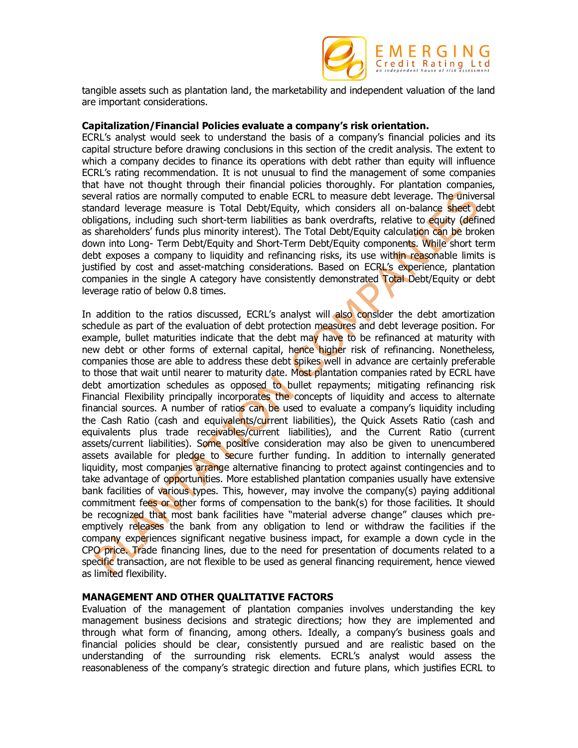tangible assets such as plantation land, the marketability and independent valuation of the land are important considerations.

**Capitalization/Financial Policies evaluate a company's risk orientation.**
ECRL's analyst would seek to understand the basis of a company's financial policies and its capital structure before drawing conclusions in this section of the credit analysis. The extent to which a company decides to finance its operations with debt rather than equity will influence ECRL's rating recommendation. It is not unusual to find the management of some companies that have not thought through their financial policies thoroughly. For plantation companies, several ratios are normally computed to enable ECRL to measure debt leverage. The universal standard leverage measure is Total Debt/Equity, which considers all on-balance sheet debt obligations, including such short-term liabilities as bank overdrafts, relative to equity (defined as shareholders' funds plus minority interest). The Total Debt/Equity calculation can be broken down into Long- Term Debt/Equity and Short-Term Debt/Equity components. While short term debt exposes a company to liquidity and refinancing risks, its use within reasonable limits is justified by cost and asset-matching considerations. Based on ECRL's experience, plantation companies in the single A category have consistently demonstrated Total Debt/Equity or debt leverage ratio of below 0.8 times.

In addition to the ratios discussed, ECRL's analyst will also consider the debt amortization schedule as part of the evaluation of debt protection measures and debt leverage position. For example, bullet maturities indicate that the debt may have to be refinanced at maturity with new debt or other forms of external capital, hence higher risk of refinancing. Nonetheless, companies those are able to address these debt spikes well in advance are certainly preferable to those that wait until nearer to maturity date. Most plantation companies rated by ECRL have debt amortization schedules as opposed to bullet repayments; mitigating refinancing risk Financial Flexibility principally incorporates the concepts of liquidity and access to alternate financial sources. A number of ratios can be used to evaluate a company's liquidity including the Cash Ratio (cash and equivalents/current liabilities), the Quick Assets Ratio (cash and equivalents plus trade receivables/current liabilities), and the Current Ratio (current assets/current liabilities). Some positive consideration may also be given to unencumbered assets available for pledge to secure further funding. In addition to internally generated liquidity, most companies arrange alternative financing to protect against contingencies and to take advantage of opportunities. More established plantation companies usually have extensive bank facilities of various types. This, however, may involve the company(s) paying additional commitment fees or other forms of compensation to the bank(s) for those facilities. It should be recognized that most bank facilities have "material adverse change" clauses which pre-emptively releases the bank from any obligation to lend or withdraw the facilities if the company experiences significant negative business impact, for example a down cycle in the CPO price. Trade financing lines, due to the need for presentation of documents related to a specific transaction, are not flexible to be used as general financing requirement, hence viewed as limited flexibility.

**MANAGEMENT AND OTHER QUALITATIVE FACTORS**
Evaluation of the management of plantation companies involves understanding the key management business decisions and strategic directions; how they are implemented and through what form of financing, among others. Ideally, a company's business goals and financial policies should be clear, consistently pursued and are realistic based on the understanding of the surrounding risk elements. ECRL's analyst would assess the reasonableness of the company's strategic direction and future plans, which justifies ECRL to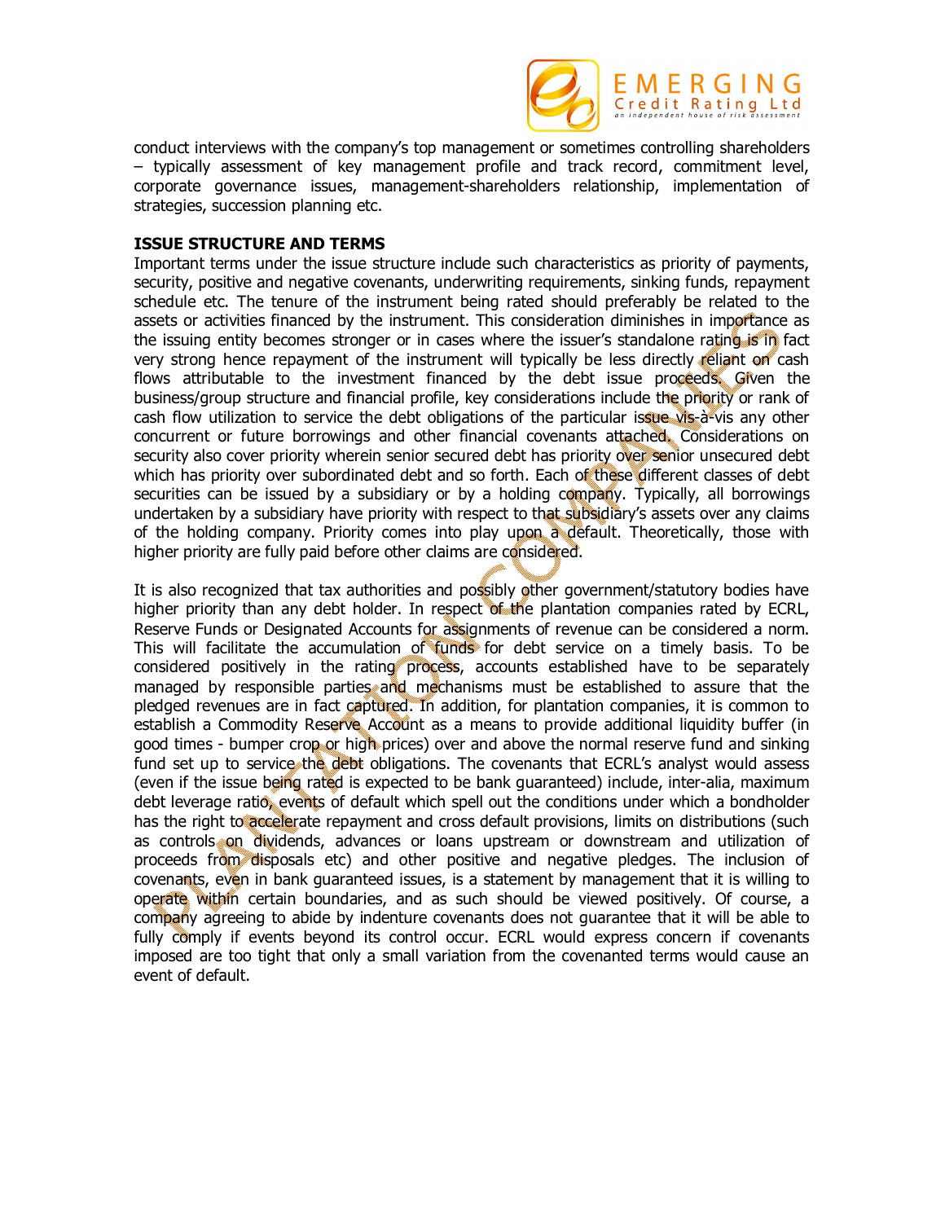conduct interviews with the company's top management or sometimes controlling shareholders – typically assessment of key management profile and track record, commitment level, corporate governance issues, management-shareholders relationship, implementation of strategies, succession planning etc.

**ISSUE STRUCTURE AND TERMS**

Important terms under the issue structure include such characteristics as priority of payments, security, positive and negative covenants, underwriting requirements, sinking funds, repayment schedule etc. The tenure of the instrument being rated should preferably be related to the assets or activities financed by the instrument. This consideration diminishes in importance as the issuing entity becomes stronger or in cases where the issuer's standalone rating is in fact very strong hence repayment of the instrument will typically be less directly reliant on cash flows attributable to the investment financed by the debt issue proceeds. Given the business/group structure and financial profile, key considerations include the priority or rank of cash flow utilization to service the debt obligations of the particular issue vis-à-vis any other concurrent or future borrowings and other financial covenants attached. Considerations on security also cover priority wherein senior secured debt has priority over senior unsecured debt which has priority over subordinated debt and so forth. Each of these different classes of debt securities can be issued by a subsidiary or by a holding company. Typically, all borrowings undertaken by a subsidiary have priority with respect to that subsidiary's assets over any claims of the holding company. Priority comes into play upon a default. Theoretically, those with higher priority are fully paid before other claims are considered.

It is also recognized that tax authorities and possibly other government/statutory bodies have higher priority than any debt holder. In respect of the plantation companies rated by ECRL, Reserve Funds or Designated Accounts for assignments of revenue can be considered a norm. This will facilitate the accumulation of funds for debt service on a timely basis. To be considered positively in the rating process, accounts established have to be separately managed by responsible parties and mechanisms must be established to assure that the pledged revenues are in fact captured. In addition, for plantation companies, it is common to establish a Commodity Reserve Account as a means to provide additional liquidity buffer (in good times - bumper crop or high prices) over and above the normal reserve fund and sinking fund set up to service the debt obligations. The covenants that ECRL's analyst would assess (even if the issue being rated is expected to be bank guaranteed) include, inter-alia, maximum debt leverage ratio, events of default which spell out the conditions under which a bondholder has the right to accelerate repayment and cross default provisions, limits on distributions (such as controls on dividends, advances or loans upstream or downstream and utilization of proceeds from disposals etc) and other positive and negative pledges. The inclusion of covenants, even in bank guaranteed issues, is a statement by management that it is willing to operate within certain boundaries, and as such should be viewed positively. Of course, a company agreeing to abide by indenture covenants does not guarantee that it will be able to fully comply if events beyond its control occur. ECRL would express concern if covenants imposed are too tight that only a small variation from the covenanted terms would cause an event of default.